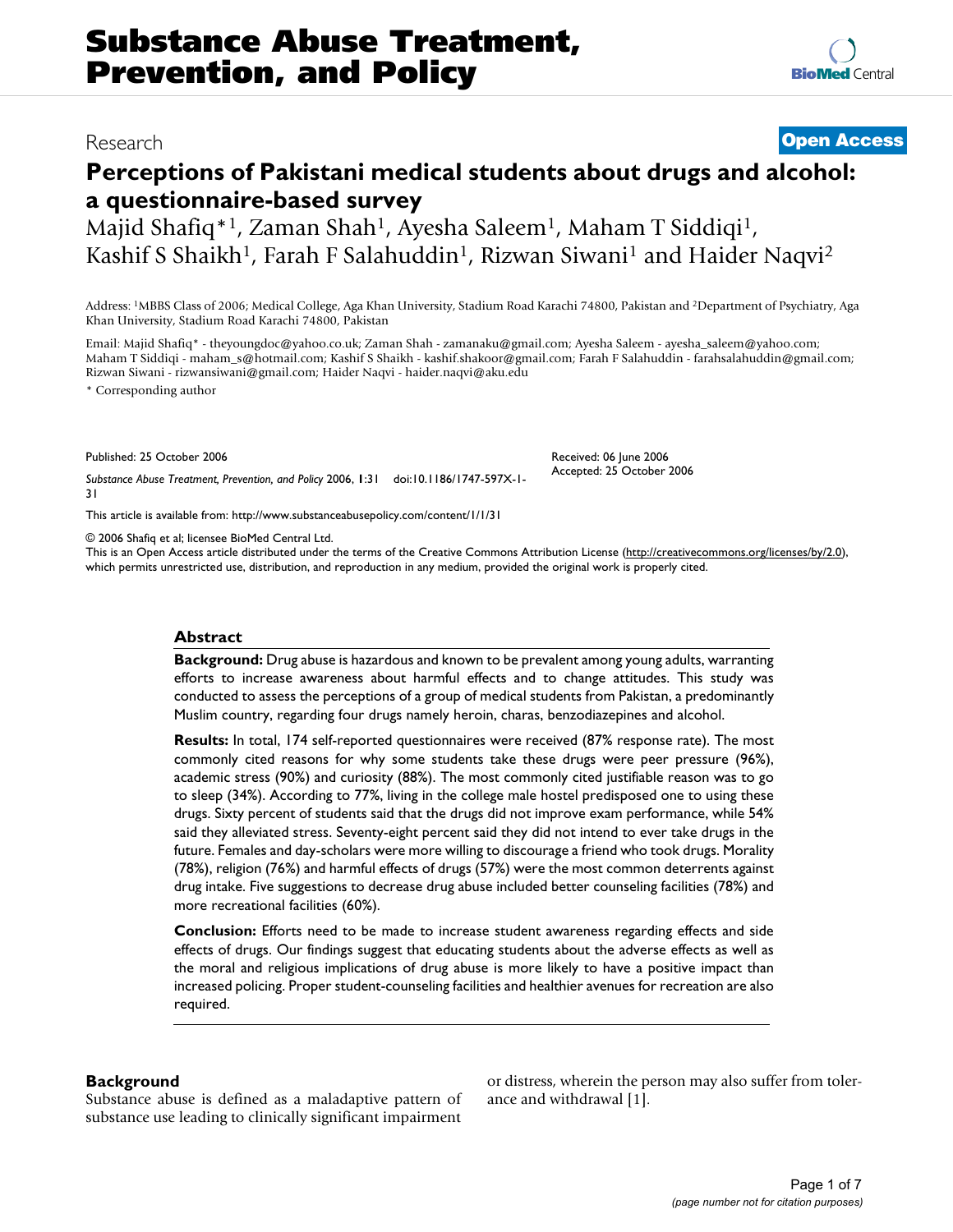Research

**Open Access**

# Perceptions of Pakistani medical students about drugs and alcohol: a questionnaire-based survey

Majid Shafiq*[1], Zaman Shah[1], Ayesha Saleem[1], Maham T Siddiqi[1], Kashif S Shaikh[1], Farah F Salahuddin[1], Rizwan Siwani[1] and Haider Naqvi[2]

Address: [1]MBBS Class of 2006; Medical College, Aga Khan University, Stadium Road Karachi 74800, Pakistan and [2]Department of Psychiatry, Aga Khan University, Stadium Road Karachi 74800, Pakistan

Email: Majid Shafiq* - theyoungdoc@yahoo.co.uk; Zaman Shah - zamanaku@gmail.com; Ayesha Saleem - ayesha_saleem@yahoo.com; Maham T Siddiqi - maham_s@hotmail.com; Kashif S Shaikh - kashif.shakoor@gmail.com; Farah F Salahuddin - farahsalahuddin@gmail.com; Rizwan Siwani - rizwansiwani@gmail.com; Haider Naqvi - haider.naqvi@aku.edu

* Corresponding author

Published: 25 October 2006

*Substance Abuse Treatment, Prevention, and Policy* 2006, **1**:31 doi:10.1186/1747-597X-1-31

Received: 06 June 2006
Accepted: 25 October 2006

This article is available from: http://www.substanceabusepolicy.com/content/1/1/31

© 2006 Shafiq et al; licensee BioMed Central Ltd.
This is an Open Access article distributed under the terms of the Creative Commons Attribution License (http://creativecommons.org/licenses/by/2.0), which permits unrestricted use, distribution, and reproduction in any medium, provided the original work is properly cited.

## Abstract

**Background:** Drug abuse is hazardous and known to be prevalent among young adults, warranting efforts to increase awareness about harmful effects and to change attitudes. This study was conducted to assess the perceptions of a group of medical students from Pakistan, a predominantly Muslim country, regarding four drugs namely heroin, charas, benzodiazepines and alcohol.

**Results:** In total, 174 self-reported questionnaires were received (87% response rate). The most commonly cited reasons for why some students take these drugs were peer pressure (96%), academic stress (90%) and curiosity (88%). The most commonly cited justifiable reason was to go to sleep (34%). According to 77%, living in the college male hostel predisposed one to using these drugs. Sixty percent of students said that the drugs did not improve exam performance, while 54% said they alleviated stress. Seventy-eight percent said they did not intend to ever take drugs in the future. Females and day-scholars were more willing to discourage a friend who took drugs. Morality (78%), religion (76%) and harmful effects of drugs (57%) were the most common deterrents against drug intake. Five suggestions to decrease drug abuse included better counseling facilities (78%) and more recreational facilities (60%).

**Conclusion:** Efforts need to be made to increase student awareness regarding effects and side effects of drugs. Our findings suggest that educating students about the adverse effects as well as the moral and religious implications of drug abuse is more likely to have a positive impact than increased policing. Proper student-counseling facilities and healthier avenues for recreation are also required.

## Background

Substance abuse is defined as a maladaptive pattern of substance use leading to clinically significant impairment or distress, wherein the person may also suffer from tolerance and withdrawal [1].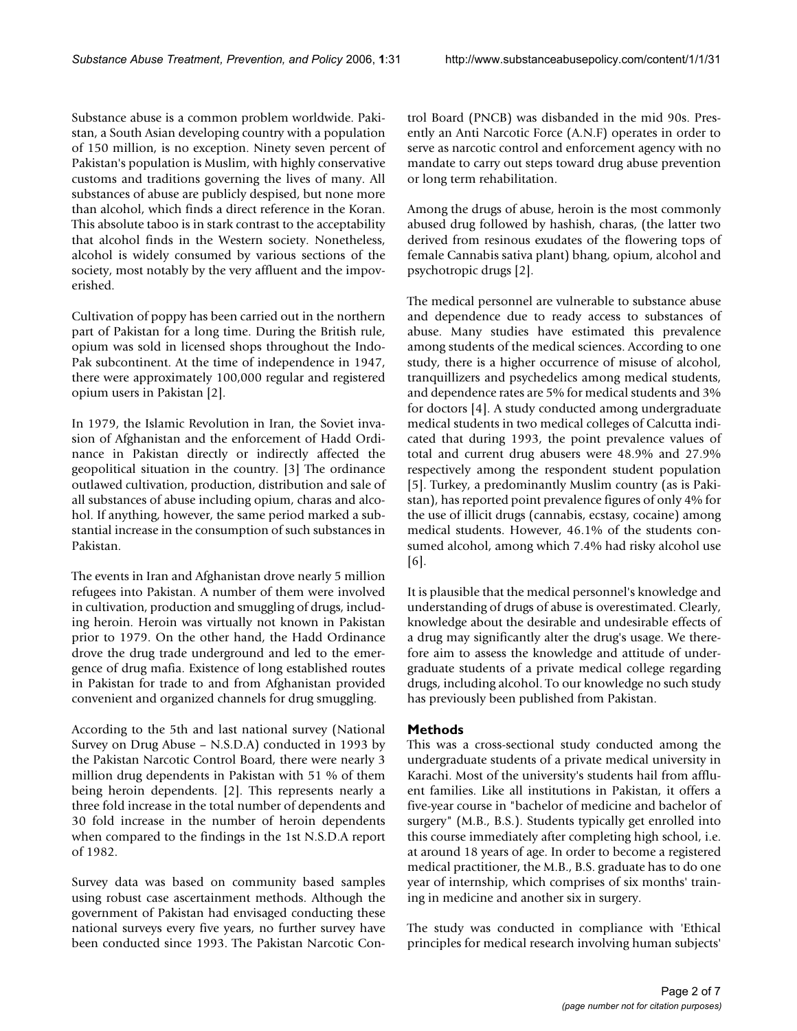Substance abuse is a common problem worldwide. Pakistan, a South Asian developing country with a population of 150 million, is no exception. Ninety seven percent of Pakistan's population is Muslim, with highly conservative customs and traditions governing the lives of many. All substances of abuse are publicly despised, but none more than alcohol, which finds a direct reference in the Koran. This absolute taboo is in stark contrast to the acceptability that alcohol finds in the Western society. Nonetheless, alcohol is widely consumed by various sections of the society, most notably by the very affluent and the impoverished.

Cultivation of poppy has been carried out in the northern part of Pakistan for a long time. During the British rule, opium was sold in licensed shops throughout the Indo-Pak subcontinent. At the time of independence in 1947, there were approximately 100,000 regular and registered opium users in Pakistan [2].

In 1979, the Islamic Revolution in Iran, the Soviet invasion of Afghanistan and the enforcement of Hadd Ordinance in Pakistan directly or indirectly affected the geopolitical situation in the country. [3] The ordinance outlawed cultivation, production, distribution and sale of all substances of abuse including opium, charas and alcohol. If anything, however, the same period marked a substantial increase in the consumption of such substances in Pakistan.

The events in Iran and Afghanistan drove nearly 5 million refugees into Pakistan. A number of them were involved in cultivation, production and smuggling of drugs, including heroin. Heroin was virtually not known in Pakistan prior to 1979. On the other hand, the Hadd Ordinance drove the drug trade underground and led to the emergence of drug mafia. Existence of long established routes in Pakistan for trade to and from Afghanistan provided convenient and organized channels for drug smuggling.

According to the 5th and last national survey (National Survey on Drug Abuse – N.S.D.A) conducted in 1993 by the Pakistan Narcotic Control Board, there were nearly 3 million drug dependents in Pakistan with 51 % of them being heroin dependents. [2]. This represents nearly a three fold increase in the total number of dependents and 30 fold increase in the number of heroin dependents when compared to the findings in the 1st N.S.D.A report of 1982.

Survey data was based on community based samples using robust case ascertainment methods. Although the government of Pakistan had envisaged conducting these national surveys every five years, no further survey have been conducted since 1993. The Pakistan Narcotic Control Board (PNCB) was disbanded in the mid 90s. Presently an Anti Narcotic Force (A.N.F) operates in order to serve as narcotic control and enforcement agency with no mandate to carry out steps toward drug abuse prevention or long term rehabilitation.

Among the drugs of abuse, heroin is the most commonly abused drug followed by hashish, charas, (the latter two derived from resinous exudates of the flowering tops of female Cannabis sativa plant) bhang, opium, alcohol and psychotropic drugs [2].

The medical personnel are vulnerable to substance abuse and dependence due to ready access to substances of abuse. Many studies have estimated this prevalence among students of the medical sciences. According to one study, there is a higher occurrence of misuse of alcohol, tranquillizers and psychedelics among medical students, and dependence rates are 5% for medical students and 3% for doctors [4]. A study conducted among undergraduate medical students in two medical colleges of Calcutta indicated that during 1993, the point prevalence values of total and current drug abusers were 48.9% and 27.9% respectively among the respondent student population [5]. Turkey, a predominantly Muslim country (as is Pakistan), has reported point prevalence figures of only 4% for the use of illicit drugs (cannabis, ecstasy, cocaine) among medical students. However, 46.1% of the students consumed alcohol, among which 7.4% had risky alcohol use [6].

It is plausible that the medical personnel's knowledge and understanding of drugs of abuse is overestimated. Clearly, knowledge about the desirable and undesirable effects of a drug may significantly alter the drug's usage. We therefore aim to assess the knowledge and attitude of undergraduate students of a private medical college regarding drugs, including alcohol. To our knowledge no such study has previously been published from Pakistan.

## Methods

This was a cross-sectional study conducted among the undergraduate students of a private medical university in Karachi. Most of the university's students hail from affluent families. Like all institutions in Pakistan, it offers a five-year course in "bachelor of medicine and bachelor of surgery" (M.B., B.S.). Students typically get enrolled into this course immediately after completing high school, i.e. at around 18 years of age. In order to become a registered medical practitioner, the M.B., B.S. graduate has to do one year of internship, which comprises of six months' training in medicine and another six in surgery.

The study was conducted in compliance with 'Ethical principles for medical research involving human subjects'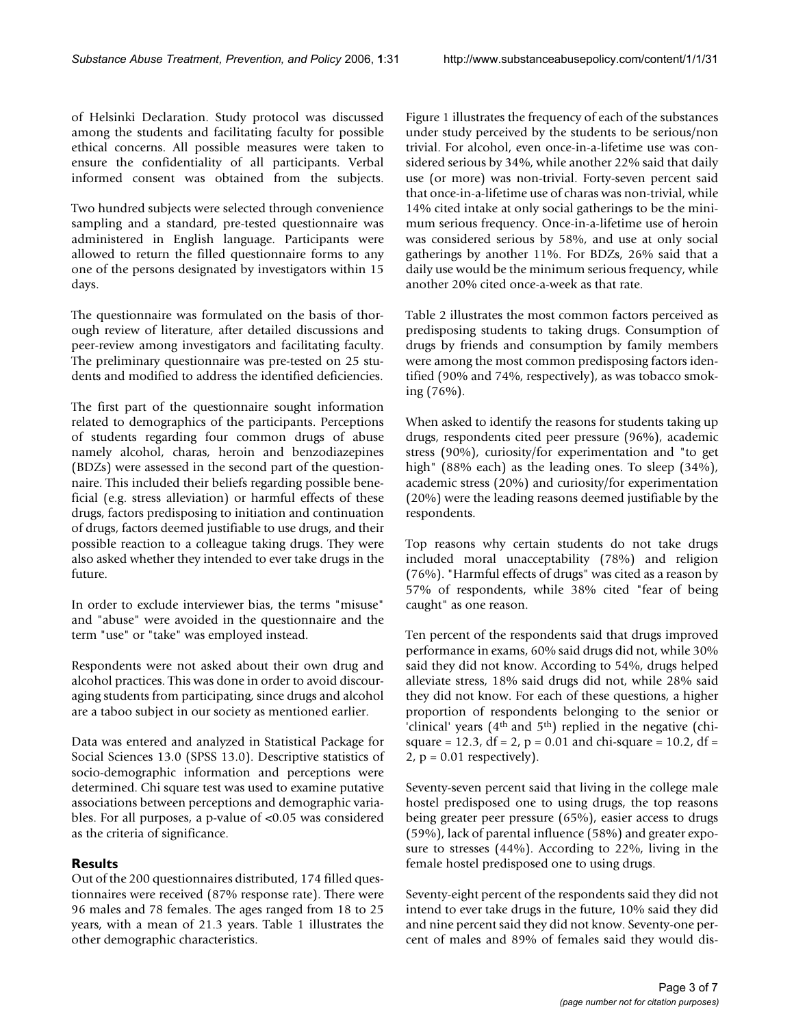of Helsinki Declaration. Study protocol was discussed among the students and facilitating faculty for possible ethical concerns. All possible measures were taken to ensure the confidentiality of all participants. Verbal informed consent was obtained from the subjects.

Two hundred subjects were selected through convenience sampling and a standard, pre-tested questionnaire was administered in English language. Participants were allowed to return the filled questionnaire forms to any one of the persons designated by investigators within 15 days.

The questionnaire was formulated on the basis of thorough review of literature, after detailed discussions and peer-review among investigators and facilitating faculty. The preliminary questionnaire was pre-tested on 25 students and modified to address the identified deficiencies.

The first part of the questionnaire sought information related to demographics of the participants. Perceptions of students regarding four common drugs of abuse namely alcohol, charas, heroin and benzodiazepines (BDZs) were assessed in the second part of the questionnaire. This included their beliefs regarding possible beneficial (e.g. stress alleviation) or harmful effects of these drugs, factors predisposing to initiation and continuation of drugs, factors deemed justifiable to use drugs, and their possible reaction to a colleague taking drugs. They were also asked whether they intended to ever take drugs in the future.

In order to exclude interviewer bias, the terms "misuse" and "abuse" were avoided in the questionnaire and the term "use" or "take" was employed instead.

Respondents were not asked about their own drug and alcohol practices. This was done in order to avoid discouraging students from participating, since drugs and alcohol are a taboo subject in our society as mentioned earlier.

Data was entered and analyzed in Statistical Package for Social Sciences 13.0 (SPSS 13.0). Descriptive statistics of socio-demographic information and perceptions were determined. Chi square test was used to examine putative associations between perceptions and demographic variables. For all purposes, a p-value of <0.05 was considered as the criteria of significance.

## Results

Out of the 200 questionnaires distributed, 174 filled questionnaires were received (87% response rate). There were 96 males and 78 females. The ages ranged from 18 to 25 years, with a mean of 21.3 years. Table 1 illustrates the other demographic characteristics.

Figure 1 illustrates the frequency of each of the substances under study perceived by the students to be serious/non trivial. For alcohol, even once-in-a-lifetime use was considered serious by 34%, while another 22% said that daily use (or more) was non-trivial. Forty-seven percent said that once-in-a-lifetime use of charas was non-trivial, while 14% cited intake at only social gatherings to be the minimum serious frequency. Once-in-a-lifetime use of heroin was considered serious by 58%, and use at only social gatherings by another 11%. For BDZs, 26% said that a daily use would be the minimum serious frequency, while another 20% cited once-a-week as that rate.

Table 2 illustrates the most common factors perceived as predisposing students to taking drugs. Consumption of drugs by friends and consumption by family members were among the most common predisposing factors identified (90% and 74%, respectively), as was tobacco smoking (76%).

When asked to identify the reasons for students taking up drugs, respondents cited peer pressure (96%), academic stress (90%), curiosity/for experimentation and "to get high" (88% each) as the leading ones. To sleep (34%), academic stress (20%) and curiosity/for experimentation (20%) were the leading reasons deemed justifiable by the respondents.

Top reasons why certain students do not take drugs included moral unacceptability (78%) and religion (76%). "Harmful effects of drugs" was cited as a reason by 57% of respondents, while 38% cited "fear of being caught" as one reason.

Ten percent of the respondents said that drugs improved performance in exams, 60% said drugs did not, while 30% said they did not know. According to 54%, drugs helped alleviate stress, 18% said drugs did not, while 28% said they did not know. For each of these questions, a higher proportion of respondents belonging to the senior or 'clinical' years (4th and 5th) replied in the negative (chi-square = 12.3, df = 2, p = 0.01 and chi-square = 10.2, df = 2, p = 0.01 respectively).

Seventy-seven percent said that living in the college male hostel predisposed one to using drugs, the top reasons being greater peer pressure (65%), easier access to drugs (59%), lack of parental influence (58%) and greater exposure to stresses (44%). According to 22%, living in the female hostel predisposed one to using drugs.

Seventy-eight percent of the respondents said they did not intend to ever take drugs in the future, 10% said they did and nine percent said they did not know. Seventy-one percent of males and 89% of females said they would dis-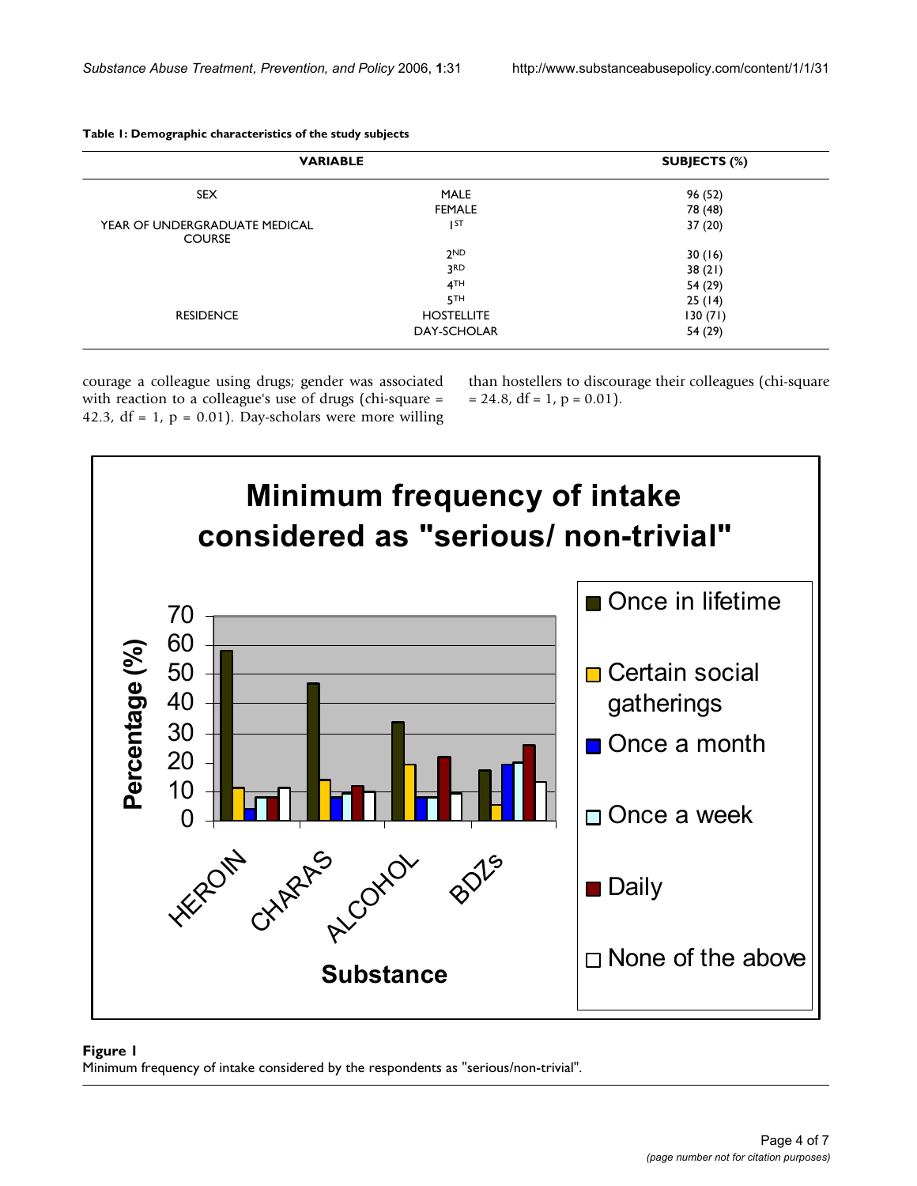**Table 1: Demographic characteristics of the study subjects**

| VARIABLE | | SUBJECTS (%) |
|---|---|---|
| SEX | MALE | 96 (52) |
| | FEMALE | 78 (48) |
| YEAR OF UNDERGRADUATE MEDICAL COURSE | 1ST | 37 (20) |
| | 2ND | 30 (16) |
| | 3RD | 38 (21) |
| | 4TH | 54 (29) |
| | 5TH | 25 (14) |
| RESIDENCE | HOSTELLITE | 130 (71) |
| | DAY-SCHOLAR | 54 (29) |

courage a colleague using drugs; gender was associated with reaction to a colleague's use of drugs (chi-square = 42.3, df = 1, p = 0.01). Day-scholars were more willing than hostellers to discourage their colleagues (chi-square = 24.8, df = 1, p = 0.01).

**Figure 1**
Minimum frequency of intake considered by the respondents as "serious/non-trivial".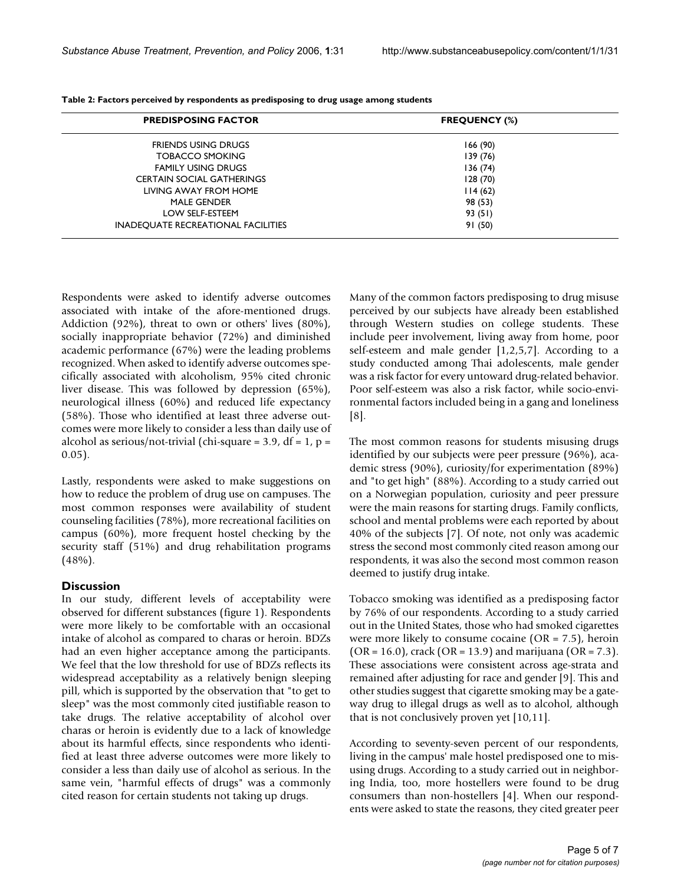**Table 2: Factors perceived by respondents as predisposing to drug usage among students**

| PREDISPOSING FACTOR | FREQUENCY (%) |
|---|---|
| FRIENDS USING DRUGS | 166 (90) |
| TOBACCO SMOKING | 139 (76) |
| FAMILY USING DRUGS | 136 (74) |
| CERTAIN SOCIAL GATHERINGS | 128 (70) |
| LIVING AWAY FROM HOME | 114 (62) |
| MALE GENDER | 98 (53) |
| LOW SELF-ESTEEM | 93 (51) |
| INADEQUATE RECREATIONAL FACILITIES | 91 (50) |

Respondents were asked to identify adverse outcomes associated with intake of the afore-mentioned drugs. Addiction (92%), threat to own or others' lives (80%), socially inappropriate behavior (72%) and diminished academic performance (67%) were the leading problems recognized. When asked to identify adverse outcomes specifically associated with alcoholism, 95% cited chronic liver disease. This was followed by depression (65%), neurological illness (60%) and reduced life expectancy (58%). Those who identified at least three adverse outcomes were more likely to consider a less than daily use of alcohol as serious/not-trivial (chi-square = 3.9, df = 1, p = 0.05).

Lastly, respondents were asked to make suggestions on how to reduce the problem of drug use on campuses. The most common responses were availability of student counseling facilities (78%), more recreational facilities on campus (60%), more frequent hostel checking by the security staff (51%) and drug rehabilitation programs (48%).

## Discussion

In our study, different levels of acceptability were observed for different substances (figure 1). Respondents were more likely to be comfortable with an occasional intake of alcohol as compared to charas or heroin. BDZs had an even higher acceptance among the participants. We feel that the low threshold for use of BDZs reflects its widespread acceptability as a relatively benign sleeping pill, which is supported by the observation that "to get to sleep" was the most commonly cited justifiable reason to take drugs. The relative acceptability of alcohol over charas or heroin is evidently due to a lack of knowledge about its harmful effects, since respondents who identified at least three adverse outcomes were more likely to consider a less than daily use of alcohol as serious. In the same vein, "harmful effects of drugs" was a commonly cited reason for certain students not taking up drugs.

Many of the common factors predisposing to drug misuse perceived by our subjects have already been established through Western studies on college students. These include peer involvement, living away from home, poor self-esteem and male gender [1,2,5,7]. According to a study conducted among Thai adolescents, male gender was a risk factor for every untoward drug-related behavior. Poor self-esteem was also a risk factor, while socio-environmental factors included being in a gang and loneliness [8].

The most common reasons for students misusing drugs identified by our subjects were peer pressure (96%), academic stress (90%), curiosity/for experimentation (89%) and "to get high" (88%). According to a study carried out on a Norwegian population, curiosity and peer pressure were the main reasons for starting drugs. Family conflicts, school and mental problems were each reported by about 40% of the subjects [7]. Of note, not only was academic stress the second most commonly cited reason among our respondents, it was also the second most common reason deemed to justify drug intake.

Tobacco smoking was identified as a predisposing factor by 76% of our respondents. According to a study carried out in the United States, those who had smoked cigarettes were more likely to consume cocaine (OR = 7.5), heroin (OR = 16.0), crack (OR = 13.9) and marijuana (OR = 7.3). These associations were consistent across age-strata and remained after adjusting for race and gender [9]. This and other studies suggest that cigarette smoking may be a gateway drug to illegal drugs as well as to alcohol, although that is not conclusively proven yet [10,11].

According to seventy-seven percent of our respondents, living in the campus' male hostel predisposed one to misusing drugs. According to a study carried out in neighboring India, too, more hostellers were found to be drug consumers than non-hostellers [4]. When our respondents were asked to state the reasons, they cited greater peer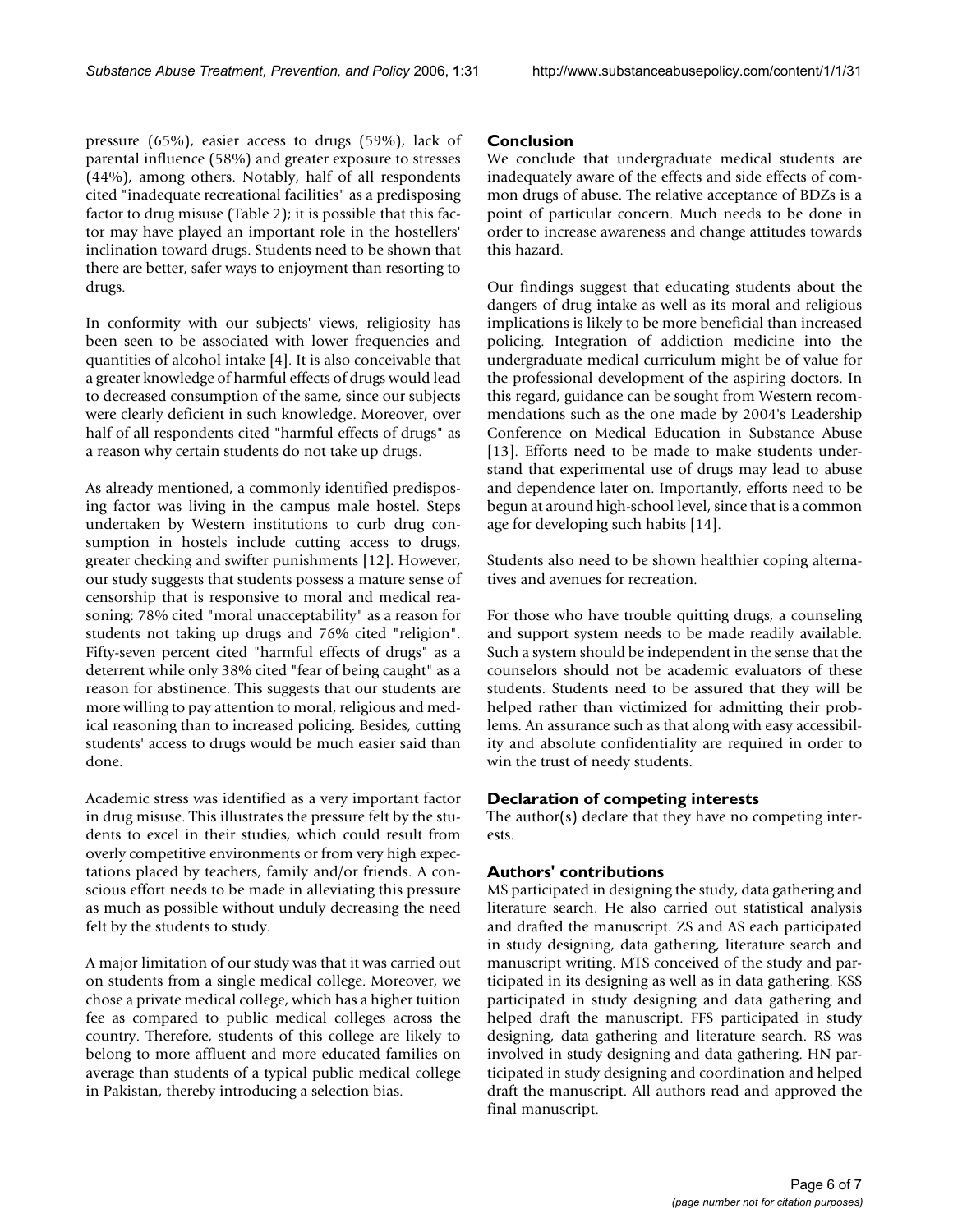pressure (65%), easier access to drugs (59%), lack of parental influence (58%) and greater exposure to stresses (44%), among others. Notably, half of all respondents cited "inadequate recreational facilities" as a predisposing factor to drug misuse (Table 2); it is possible that this factor may have played an important role in the hostellers' inclination toward drugs. Students need to be shown that there are better, safer ways to enjoyment than resorting to drugs.

In conformity with our subjects' views, religiosity has been seen to be associated with lower frequencies and quantities of alcohol intake [4]. It is also conceivable that a greater knowledge of harmful effects of drugs would lead to decreased consumption of the same, since our subjects were clearly deficient in such knowledge. Moreover, over half of all respondents cited "harmful effects of drugs" as a reason why certain students do not take up drugs.

As already mentioned, a commonly identified predisposing factor was living in the campus male hostel. Steps undertaken by Western institutions to curb drug consumption in hostels include cutting access to drugs, greater checking and swifter punishments [12]. However, our study suggests that students possess a mature sense of censorship that is responsive to moral and medical reasoning: 78% cited "moral unacceptability" as a reason for students not taking up drugs and 76% cited "religion". Fifty-seven percent cited "harmful effects of drugs" as a deterrent while only 38% cited "fear of being caught" as a reason for abstinence. This suggests that our students are more willing to pay attention to moral, religious and medical reasoning than to increased policing. Besides, cutting students' access to drugs would be much easier said than done.

Academic stress was identified as a very important factor in drug misuse. This illustrates the pressure felt by the students to excel in their studies, which could result from overly competitive environments or from very high expectations placed by teachers, family and/or friends. A conscious effort needs to be made in alleviating this pressure as much as possible without unduly decreasing the need felt by the students to study.

A major limitation of our study was that it was carried out on students from a single medical college. Moreover, we chose a private medical college, which has a higher tuition fee as compared to public medical colleges across the country. Therefore, students of this college are likely to belong to more affluent and more educated families on average than students of a typical public medical college in Pakistan, thereby introducing a selection bias.

## Conclusion

We conclude that undergraduate medical students are inadequately aware of the effects and side effects of common drugs of abuse. The relative acceptance of BDZs is a point of particular concern. Much needs to be done in order to increase awareness and change attitudes towards this hazard.

Our findings suggest that educating students about the dangers of drug intake as well as its moral and religious implications is likely to be more beneficial than increased policing. Integration of addiction medicine into the undergraduate medical curriculum might be of value for the professional development of the aspiring doctors. In this regard, guidance can be sought from Western recommendations such as the one made by 2004's Leadership Conference on Medical Education in Substance Abuse [13]. Efforts need to be made to make students understand that experimental use of drugs may lead to abuse and dependence later on. Importantly, efforts need to be begun at around high-school level, since that is a common age for developing such habits [14].

Students also need to be shown healthier coping alternatives and avenues for recreation.

For those who have trouble quitting drugs, a counseling and support system needs to be made readily available. Such a system should be independent in the sense that the counselors should not be academic evaluators of these students. Students need to be assured that they will be helped rather than victimized for admitting their problems. An assurance such as that along with easy accessibility and absolute confidentiality are required in order to win the trust of needy students.

## Declaration of competing interests

The author(s) declare that they have no competing interests.

## Authors' contributions

MS participated in designing the study, data gathering and literature search. He also carried out statistical analysis and drafted the manuscript. ZS and AS each participated in study designing, data gathering, literature search and manuscript writing. MTS conceived of the study and participated in its designing as well as in data gathering. KSS participated in study designing and data gathering and helped draft the manuscript. FFS participated in study designing, data gathering and literature search. RS was involved in study designing and data gathering. HN participated in study designing and coordination and helped draft the manuscript. All authors read and approved the final manuscript.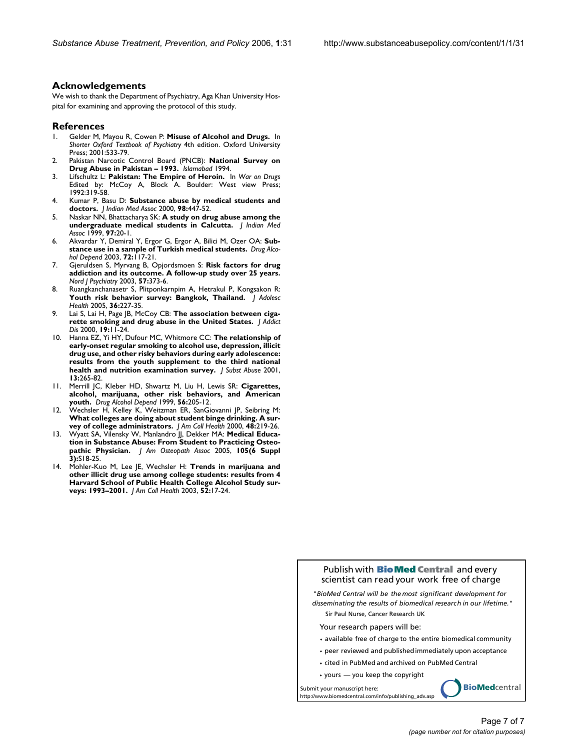## Acknowledgements

We wish to thank the Department of Psychiatry, Aga Khan University Hospital for examining and approving the protocol of this study.

## References

1. Gelder M, Mayou R, Cowen P: **Misuse of Alcohol and Drugs.** In *Shorter Oxford Textbook of Psychiatry* 4th edition. Oxford University Press; 2001:533-79.
2. Pakistan Narcotic Control Board (PNCB): **National Survey on Drug Abuse in Pakistan – 1993.** *Islamabad* 1994.
3. Lifschultz L: **Pakistan: The Empire of Heroin.** In *War on Drugs* Edited by: McCoy A, Block A. Boulder: West view Press; 1992:319-58.
4. Kumar P, Basu D: **Substance abuse by medical students and doctors.** *J Indian Med Assoc* 2000, **98:**447-52.
5. Naskar NN, Bhattacharya SK: **A study on drug abuse among the undergraduate medical students in Calcutta.** *J Indian Med Assoc* 1999, **97:**20-1.
6. Akvardar Y, Demiral Y, Ergor G, Ergor A, Bilici M, Ozer OA: **Substance use in a sample of Turkish medical students.** *Drug Alcohol Depend* 2003, **72:**117-21.
7. Gjeruldsen S, Myrvang B, Opjordsmoen S: **Risk factors for drug addiction and its outcome. A follow-up study over 25 years.** *Nord J Psychiatry* 2003, **57:**373-6.
8. Ruangkanchanasetr S, Plitponkarnpim A, Hetrakul P, Kongsakon R: **Youth risk behavior survey: Bangkok, Thailand.** *J Adolesc Health* 2005, **36:**227-35.
9. Lai S, Lai H, Page JB, McCoy CB: **The association between cigarette smoking and drug abuse in the United States.** *J Addict Dis* 2000, **19:**11-24.
10. Hanna EZ, Yi HY, Dufour MC, Whitmore CC: **The relationship of early-onset regular smoking to alcohol use, depression, illicit drug use, and other risky behaviors during early adolescence: results from the youth supplement to the third national health and nutrition examination survey.** *J Subst Abuse* 2001, **13:**265-82.
11. Merrill JC, Kleber HD, Shwartz M, Liu H, Lewis SR: **Cigarettes, alcohol, marijuana, other risk behaviors, and American youth.** *Drug Alcohol Depend* 1999, **56:**205-12.
12. Wechsler H, Kelley K, Weitzman ER, SanGiovanni JP, Seibring M: **What colleges are doing about student binge drinking. A survey of college administrators.** *J Am Coll Health* 2000, **48:**219-26.
13. Wyatt SA, Vilensky W, Manlandro JJ, Dekker MA: **Medical Education in Substance Abuse: From Student to Practicing Osteopathic Physician.** *J Am Osteopath Assoc* 2005, **105(6 Suppl 3):**S18-25.
14. Mohler-Kuo M, Lee JE, Wechsler H: **Trends in marijuana and other illicit drug use among college students: results from 4 Harvard School of Public Health College Alcohol Study surveys: 1993–2001.** *J Am Coll Health* 2003, **52:**17-24.

Publish with **BioMed Central** and every scientist can read your work free of charge

*"BioMed Central will be the most significant development for disseminating the results of biomedical research in our lifetime."*
Sir Paul Nurse, Cancer Research UK

Your research papers will be:

- available free of charge to the entire biomedical community
- peer reviewed and published immediately upon acceptance
- cited in PubMed and archived on PubMed Central
- yours — you keep the copyright

Submit your manuscript here:
http://www.biomedcentral.com/info/publishing_adv.asp

BioMedcentral